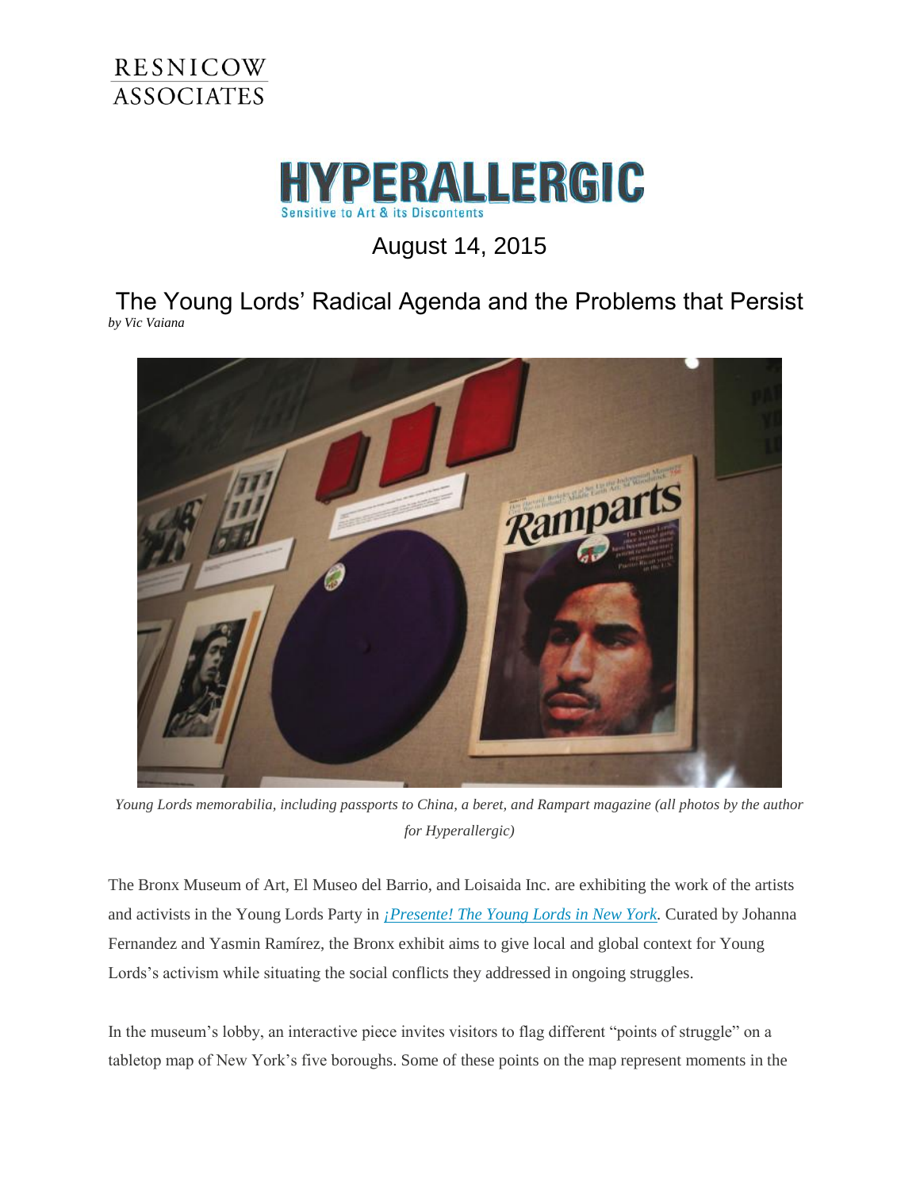RESNICOW ASSOCIATES

HYPERALLERGIC

Sensitive to Art & its Discontents

August 14, 2015

# The Young Lords' Radical Agenda and the Problems that Persist

*by Vic Vaiana*

*Young Lords memorabilia, including passports to China, a beret, and Rampart magazine (all photos by the author for Hyperallergic)*

The Bronx Museum of Art, El Museo del Barrio, and Loisaida Inc. are exhibiting the work of the artists and activists in the Young Lords Party in *¡Presente! The Young Lords in New York.* Curated by Johanna Fernandez and Yasmin Ramírez, the Bronx exhibit aims to give local and global context for Young Lords's activism while situating the social conflicts they addressed in ongoing struggles.

In the museum's lobby, an interactive piece invites visitors to flag different "points of struggle" on a tabletop map of New York's five boroughs. Some of these points on the map represent moments in the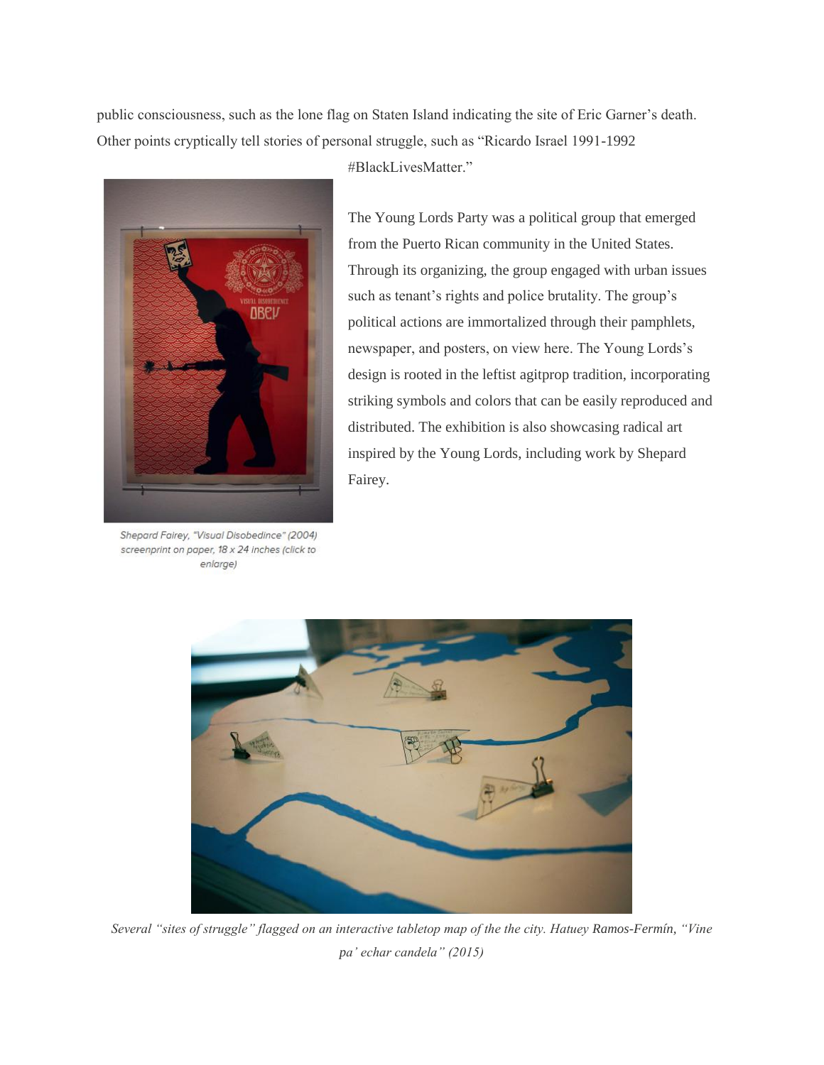public consciousness, such as the lone flag on Staten Island indicating the site of Eric Garner's death. Other points cryptically tell stories of personal struggle, such as "Ricardo Israel 1991-1992 #BlackLivesMatter."

The Young Lords Party was a political group that emerged from the Puerto Rican community in the United States. Through its organizing, the group engaged with urban issues such as tenant's rights and police brutality. The group's political actions are immortalized through their pamphlets, newspaper, and posters, on view here. The Young Lords's design is rooted in the leftist agitprop tradition, incorporating striking symbols and colors that can be easily reproduced and distributed. The exhibition is also showcasing radical art inspired by the Young Lords, including work by Shepard Fairey.

*Shepard Fairey, "Visual Disobedince" (2004) screenprint on paper, 18 x 24 inches (click to enlarge)*

*Several "sites of struggle" flagged on an interactive tabletop map of the the city. Hatuey Ramos-Fermín, "Vine pa' echar candela" (2015)*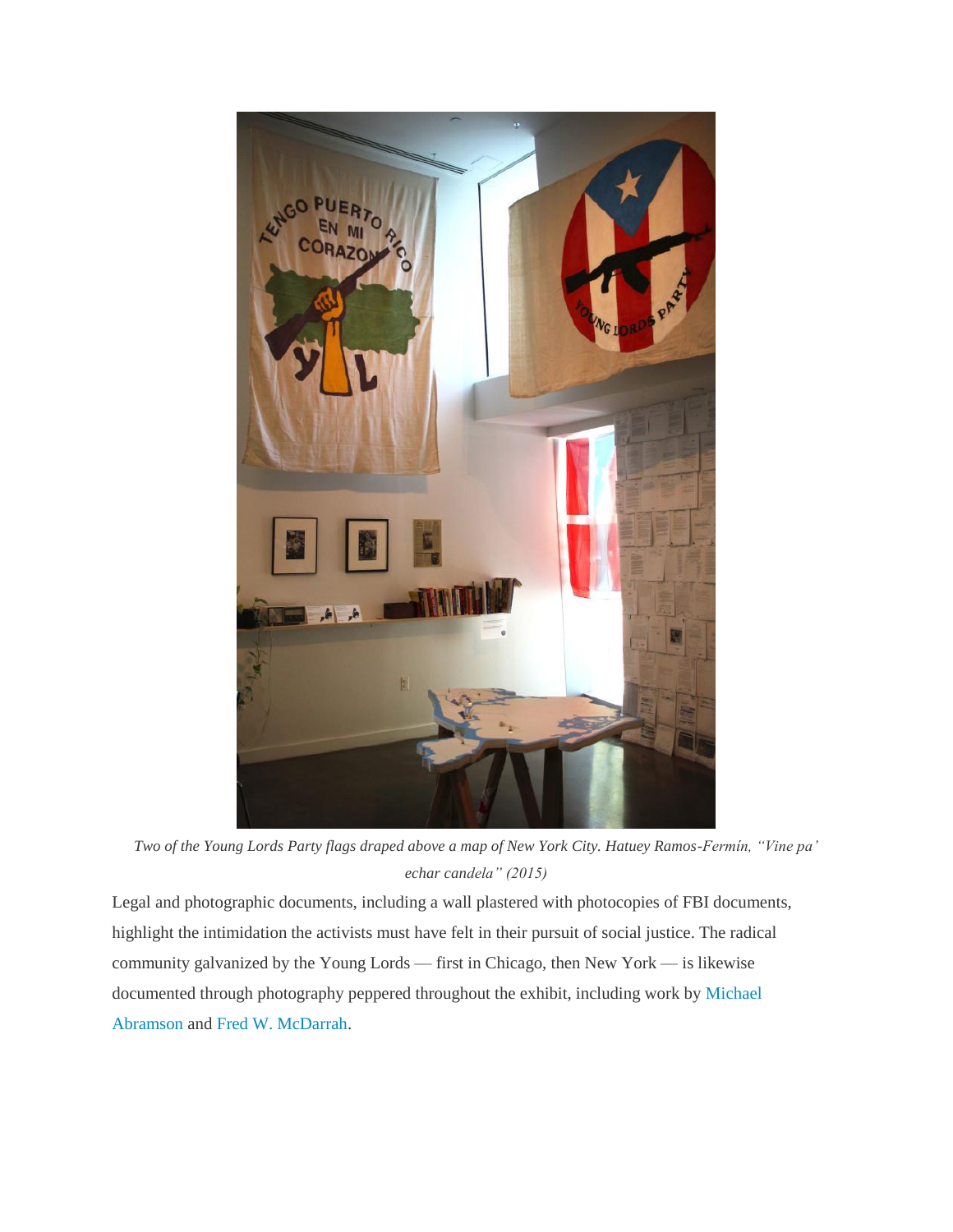*Two of the Young Lords Party flags draped above a map of New York City. Hatuey Ramos-Fermín, "Vine pa' echar candela" (2015)*

Legal and photographic documents, including a wall plastered with photocopies of FBI documents, highlight the intimidation the activists must have felt in their pursuit of social justice. The radical community galvanized by the Young Lords — first in Chicago, then New York — is likewise documented through photography peppered throughout the exhibit, including work by Michael Abramson and Fred W. McDarrah.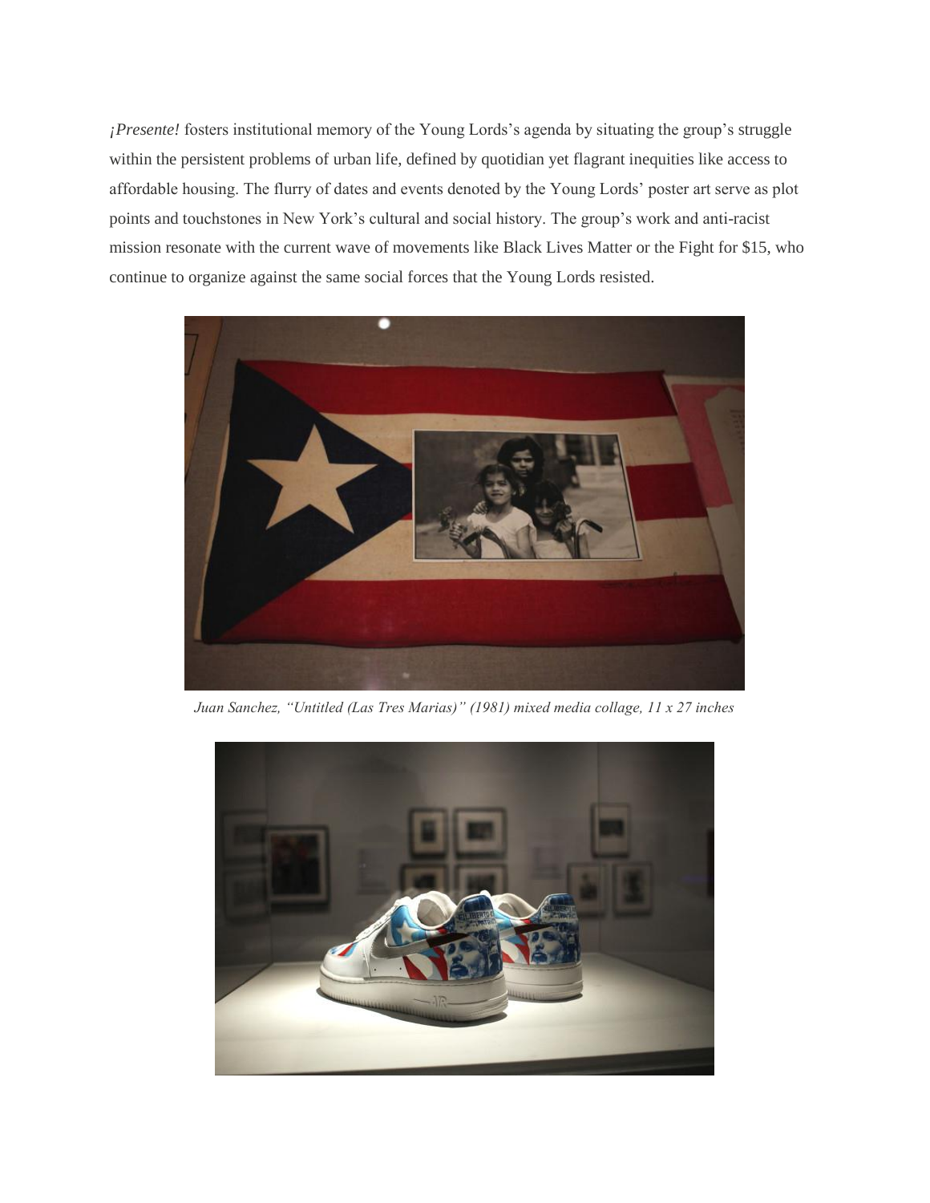*¡Presente!* fosters institutional memory of the Young Lords's agenda by situating the group's struggle within the persistent problems of urban life, defined by quotidian yet flagrant inequities like access to affordable housing. The flurry of dates and events denoted by the Young Lords' poster art serve as plot points and touchstones in New York's cultural and social history. The group's work and anti-racist mission resonate with the current wave of movements like Black Lives Matter or the Fight for $15, who continue to organize against the same social forces that the Young Lords resisted.

*Juan Sanchez, "Untitled (Las Tres Marias)" (1981) mixed media collage, 11 x 27 inches*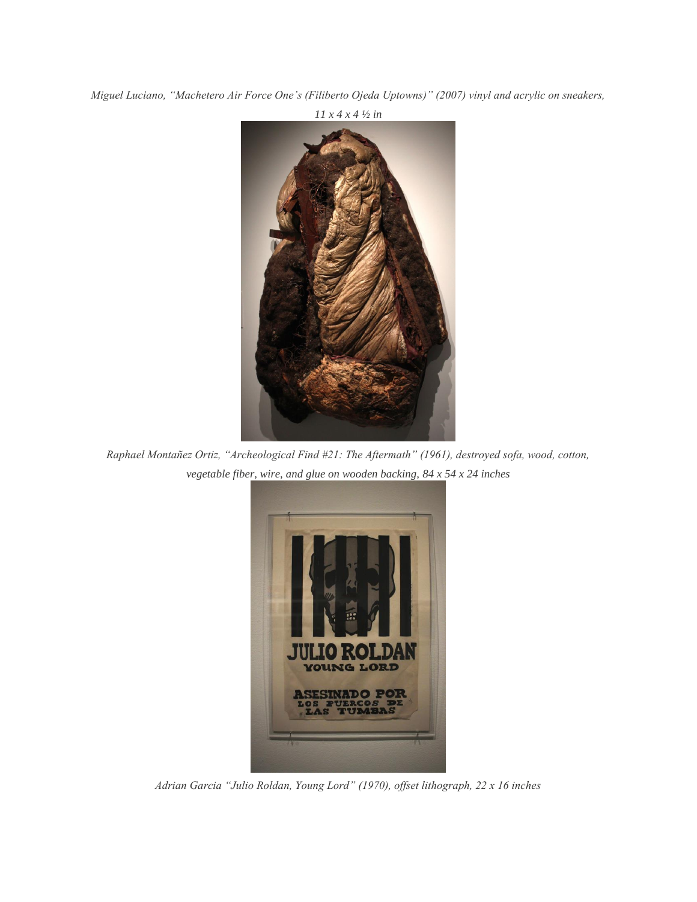*Miguel Luciano, "Machetero Air Force One's (Filiberto Ojeda Uptowns)" (2007) vinyl and acrylic on sneakers, 11 x 4 x 4 ½ in*

*Raphael Montañez Ortiz, "Archeological Find #21: The Aftermath" (1961), destroyed sofa, wood, cotton, vegetable fiber, wire, and glue on wooden backing, 84 x 54 x 24 inches*

*Adrian Garcia "Julio Roldan, Young Lord" (1970), offset lithograph, 22 x 16 inches*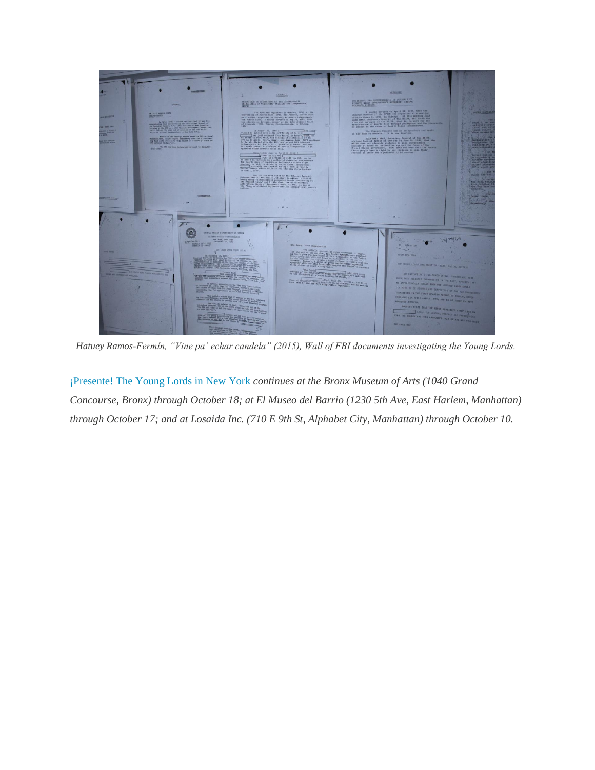*Hatuey Ramos-Fermín, "Vine pa' echar candela" (2015), Wall of FBI documents investigating the Young Lords.*

¡Presente! The Young Lords in New York *continues at the Bronx Museum of Arts (1040 Grand Concourse, Bronx) through October 18; at El Museo del Barrio (1230 5th Ave, East Harlem, Manhattan) through October 17; and at Losaida Inc. (710 E 9th St, Alphabet City, Manhattan) through October 10.*